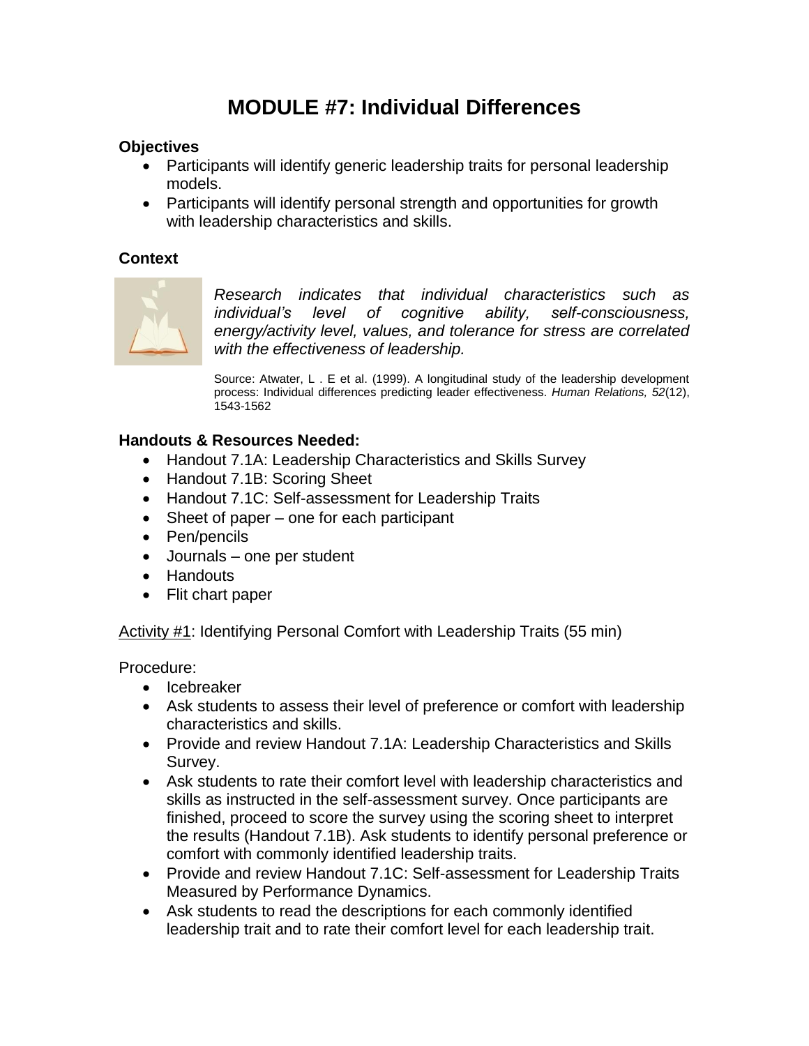# MODULE #7: Individual Differences

**Objectives**

- Participants will identify generic leadership traits for personal leadership models.
- Participants will identify personal strength and opportunities for growth with leadership characteristics and skills.

**Context**

*Research indicates that individual characteristics such as individual's level of cognitive ability, self-consciousness, energy/activity level, values, and tolerance for stress are correlated with the effectiveness of leadership.*

Source: Atwater, L . E et al. (1999). A longitudinal study of the leadership development process: Individual differences predicting leader effectiveness. *Human Relations, 52*(12), 1543-1562

**Handouts & Resources Needed:**

- Handout 7.1A: Leadership Characteristics and Skills Survey
- Handout 7.1B: Scoring Sheet
- Handout 7.1C: Self-assessment for Leadership Traits
- Sheet of paper – one for each participant
- Pen/pencils
- Journals – one per student
- Handouts
- Flit chart paper

<u>Activity #1</u>: Identifying Personal Comfort with Leadership Traits (55 min)

Procedure:

- Icebreaker
- Ask students to assess their level of preference or comfort with leadership characteristics and skills.
- Provide and review Handout 7.1A: Leadership Characteristics and Skills Survey.
- Ask students to rate their comfort level with leadership characteristics and skills as instructed in the self-assessment survey. Once participants are finished, proceed to score the survey using the scoring sheet to interpret the results (Handout 7.1B). Ask students to identify personal preference or comfort with commonly identified leadership traits.
- Provide and review Handout 7.1C: Self-assessment for Leadership Traits Measured by Performance Dynamics.
- Ask students to read the descriptions for each commonly identified leadership trait and to rate their comfort level for each leadership trait.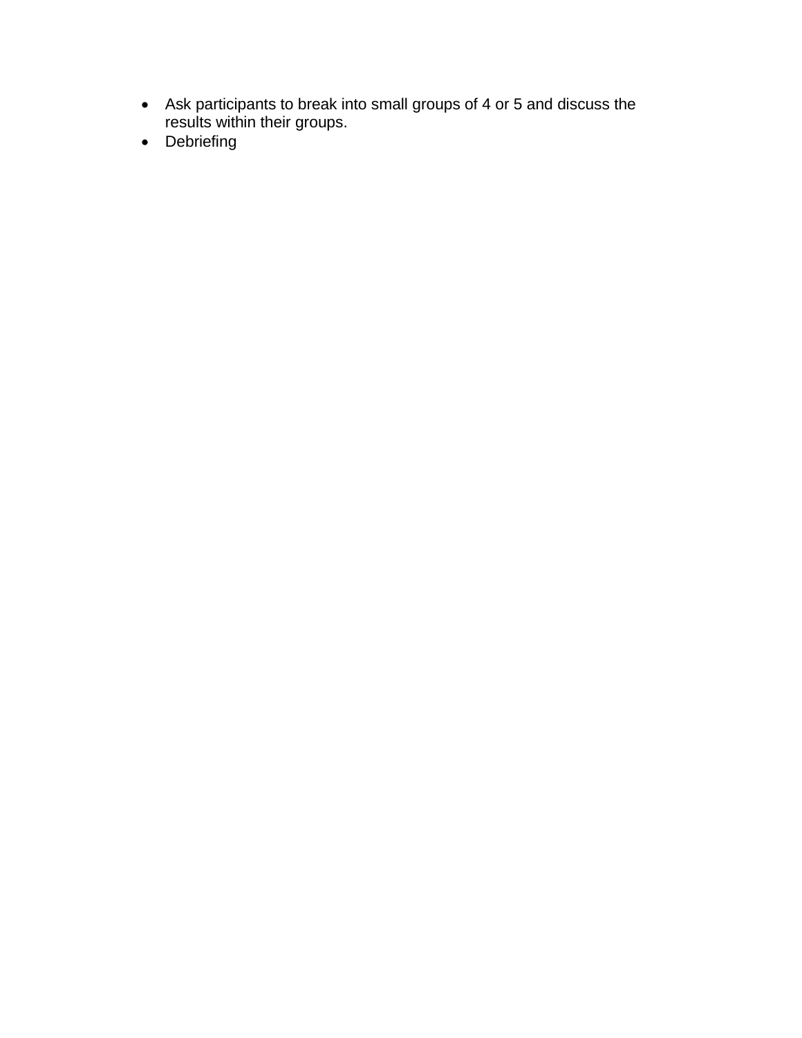- Ask participants to break into small groups of 4 or 5 and discuss the results within their groups.
- Debriefing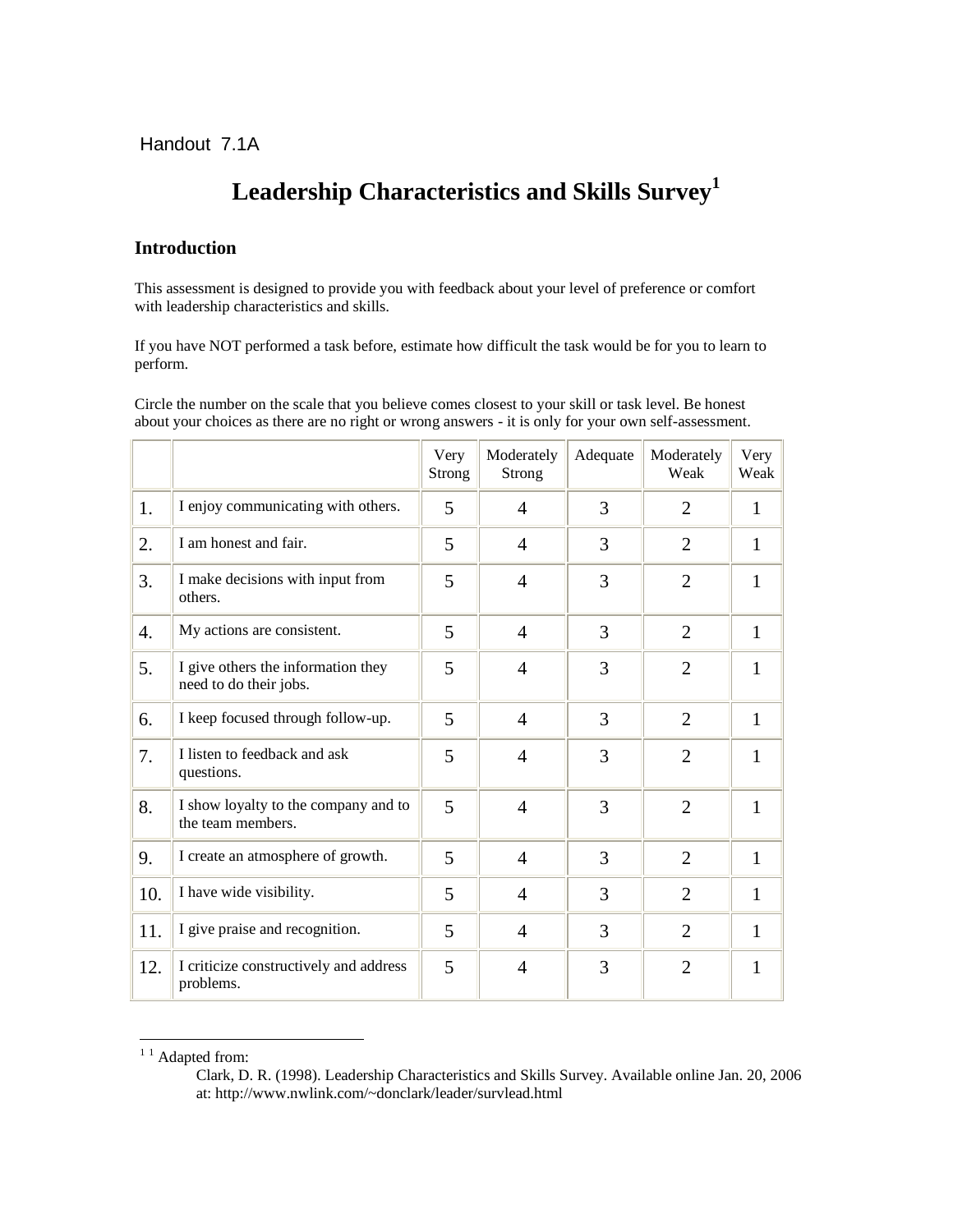Handout 7.1A

# Leadership Characteristics and Skills Survey[1]

## Introduction

This assessment is designed to provide you with feedback about your level of preference or comfort with leadership characteristics and skills.

If you have NOT performed a task before, estimate how difficult the task would be for you to learn to perform.

Circle the number on the scale that you believe comes closest to your skill or task level. Be honest about your choices as there are no right or wrong answers - it is only for your own self-assessment.

| | | Very Strong | Moderately Strong | Adequate | Moderately Weak | Very Weak |
|---|---|---|---|---|---|---|
| 1. | I enjoy communicating with others. | 5 | 4 | 3 | 2 | 1 |
| 2. | I am honest and fair. | 5 | 4 | 3 | 2 | 1 |
| 3. | I make decisions with input from others. | 5 | 4 | 3 | 2 | 1 |
| 4. | My actions are consistent. | 5 | 4 | 3 | 2 | 1 |
| 5. | I give others the information they need to do their jobs. | 5 | 4 | 3 | 2 | 1 |
| 6. | I keep focused through follow-up. | 5 | 4 | 3 | 2 | 1 |
| 7. | I listen to feedback and ask questions. | 5 | 4 | 3 | 2 | 1 |
| 8. | I show loyalty to the company and to the team members. | 5 | 4 | 3 | 2 | 1 |
| 9. | I create an atmosphere of growth. | 5 | 4 | 3 | 2 | 1 |
| 10. | I have wide visibility. | 5 | 4 | 3 | 2 | 1 |
| 11. | I give praise and recognition. | 5 | 4 | 3 | 2 | 1 |
| 12. | I criticize constructively and address problems. | 5 | 4 | 3 | 2 | 1 |

---

[1] Adapted from:

Clark, D. R. (1998). Leadership Characteristics and Skills Survey. Available online Jan. 20, 2006 at: http://www.nwlink.com/~donclark/leader/survlead.html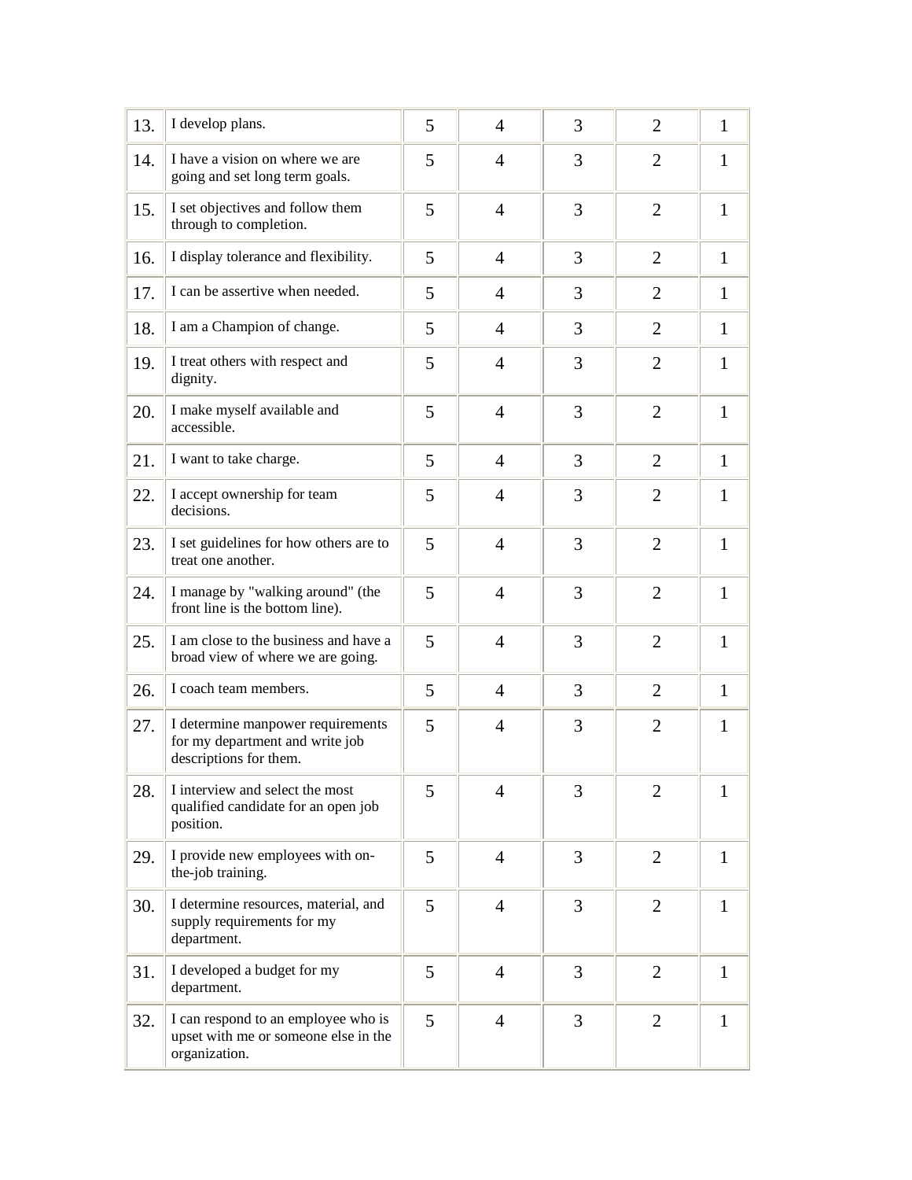| | | | | | | |
|---|---|---|---|---|---|---|
| 13. | I develop plans. | 5 | 4 | 3 | 2 | 1 |
| 14. | I have a vision on where we are going and set long term goals. | 5 | 4 | 3 | 2 | 1 |
| 15. | I set objectives and follow them through to completion. | 5 | 4 | 3 | 2 | 1 |
| 16. | I display tolerance and flexibility. | 5 | 4 | 3 | 2 | 1 |
| 17. | I can be assertive when needed. | 5 | 4 | 3 | 2 | 1 |
| 18. | I am a Champion of change. | 5 | 4 | 3 | 2 | 1 |
| 19. | I treat others with respect and dignity. | 5 | 4 | 3 | 2 | 1 |
| 20. | I make myself available and accessible. | 5 | 4 | 3 | 2 | 1 |
| 21. | I want to take charge. | 5 | 4 | 3 | 2 | 1 |
| 22. | I accept ownership for team decisions. | 5 | 4 | 3 | 2 | 1 |
| 23. | I set guidelines for how others are to treat one another. | 5 | 4 | 3 | 2 | 1 |
| 24. | I manage by "walking around" (the front line is the bottom line). | 5 | 4 | 3 | 2 | 1 |
| 25. | I am close to the business and have a broad view of where we are going. | 5 | 4 | 3 | 2 | 1 |
| 26. | I coach team members. | 5 | 4 | 3 | 2 | 1 |
| 27. | I determine manpower requirements for my department and write job descriptions for them. | 5 | 4 | 3 | 2 | 1 |
| 28. | I interview and select the most qualified candidate for an open job position. | 5 | 4 | 3 | 2 | 1 |
| 29. | I provide new employees with on-the-job training. | 5 | 4 | 3 | 2 | 1 |
| 30. | I determine resources, material, and supply requirements for my department. | 5 | 4 | 3 | 2 | 1 |
| 31. | I developed a budget for my department. | 5 | 4 | 3 | 2 | 1 |
| 32. | I can respond to an employee who is upset with me or someone else in the organization. | 5 | 4 | 3 | 2 | 1 |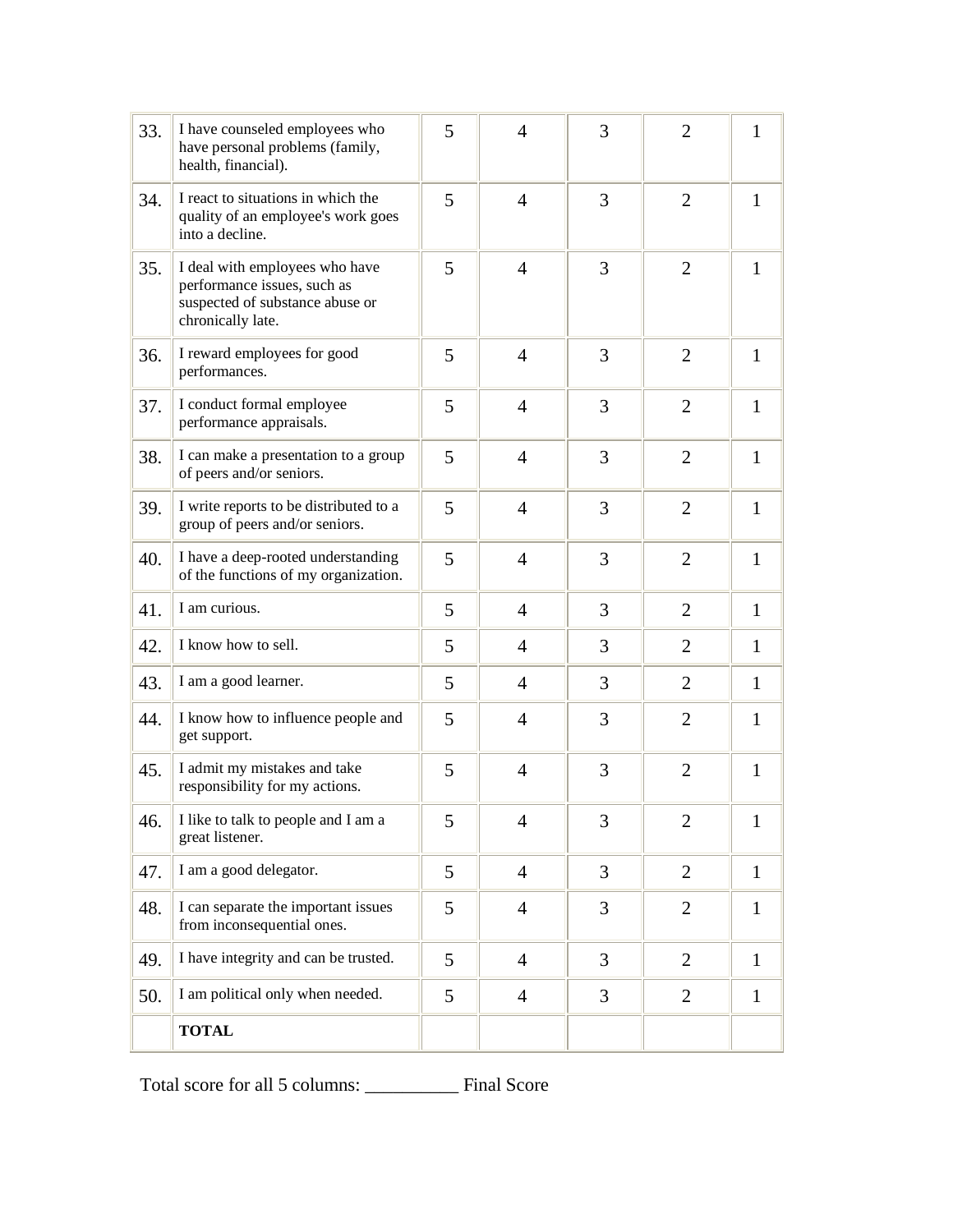| | | | | | | |
|---|---|---|---|---|---|---|
| 33. | I have counseled employees who have personal problems (family, health, financial). | 5 | 4 | 3 | 2 | 1 |
| 34. | I react to situations in which the quality of an employee's work goes into a decline. | 5 | 4 | 3 | 2 | 1 |
| 35. | I deal with employees who have performance issues, such as suspected of substance abuse or chronically late. | 5 | 4 | 3 | 2 | 1 |
| 36. | I reward employees for good performances. | 5 | 4 | 3 | 2 | 1 |
| 37. | I conduct formal employee performance appraisals. | 5 | 4 | 3 | 2 | 1 |
| 38. | I can make a presentation to a group of peers and/or seniors. | 5 | 4 | 3 | 2 | 1 |
| 39. | I write reports to be distributed to a group of peers and/or seniors. | 5 | 4 | 3 | 2 | 1 |
| 40. | I have a deep-rooted understanding of the functions of my organization. | 5 | 4 | 3 | 2 | 1 |
| 41. | I am curious. | 5 | 4 | 3 | 2 | 1 |
| 42. | I know how to sell. | 5 | 4 | 3 | 2 | 1 |
| 43. | I am a good learner. | 5 | 4 | 3 | 2 | 1 |
| 44. | I know how to influence people and get support. | 5 | 4 | 3 | 2 | 1 |
| 45. | I admit my mistakes and take responsibility for my actions. | 5 | 4 | 3 | 2 | 1 |
| 46. | I like to talk to people and I am a great listener. | 5 | 4 | 3 | 2 | 1 |
| 47. | I am a good delegator. | 5 | 4 | 3 | 2 | 1 |
| 48. | I can separate the important issues from inconsequential ones. | 5 | 4 | 3 | 2 | 1 |
| 49. | I have integrity and can be trusted. | 5 | 4 | 3 | 2 | 1 |
| 50. | I am political only when needed. | 5 | 4 | 3 | 2 | 1 |
| | **TOTAL** | | | | | |

Total score for all 5 columns: __________ Final Score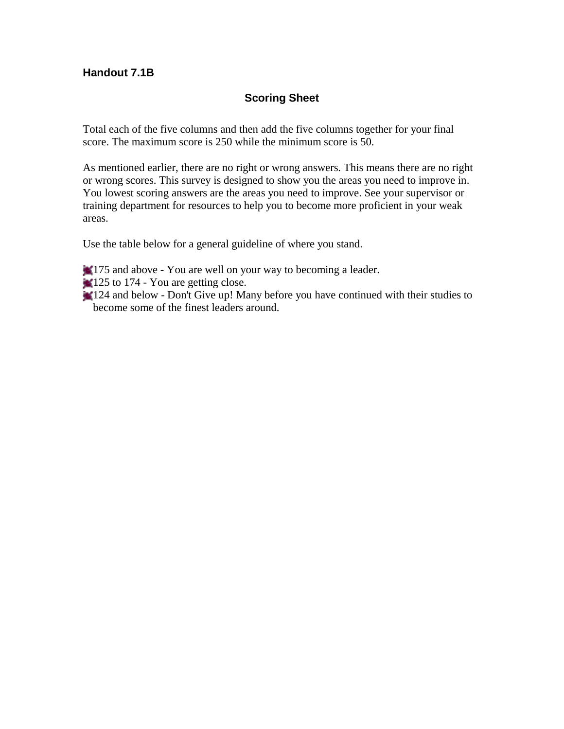**Handout 7.1B**

## Scoring Sheet

Total each of the five columns and then add the five columns together for your final score. The maximum score is 250 while the minimum score is 50.

As mentioned earlier, there are no right or wrong answers. This means there are no right or wrong scores. This survey is designed to show you the areas you need to improve in. You lowest scoring answers are the areas you need to improve. See your supervisor or training department for resources to help you to become more proficient in your weak areas.

Use the table below for a general guideline of where you stand.

- 175 and above - You are well on your way to becoming a leader.
- 125 to 174 - You are getting close.
- 124 and below - Don't Give up! Many before you have continued with their studies to become some of the finest leaders around.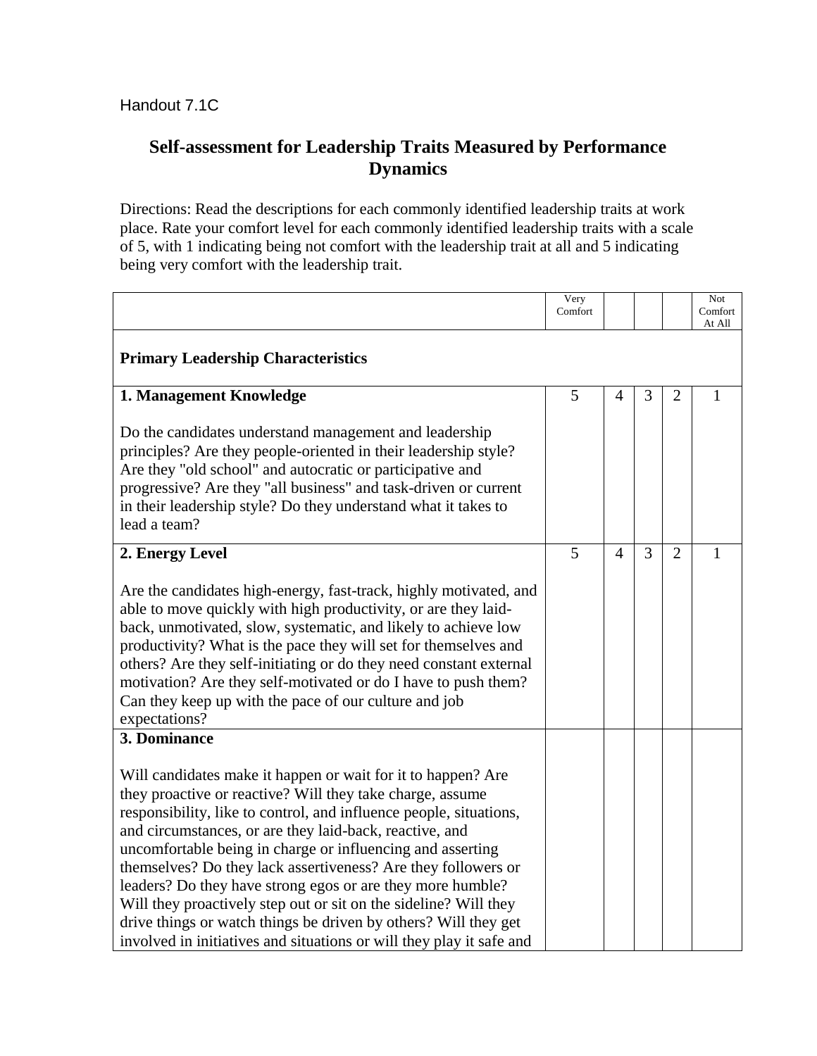Handout 7.1C

# Self-assessment for Leadership Traits Measured by Performance Dynamics

Directions: Read the descriptions for each commonly identified leadership traits at work place. Rate your comfort level for each commonly identified leadership traits with a scale of 5, with 1 indicating being not comfort with the leadership trait at all and 5 indicating being very comfort with the leadership trait.

| | Very Comfort | | | | Not Comfort At All |
|---|---|---|---|---|---|
| **Primary Leadership Characteristics** | | | | | |
| **1. Management Knowledge**<br><br>Do the candidates understand management and leadership principles? Are they people-oriented in their leadership style? Are they "old school" and autocratic or participative and progressive? Are they "all business" and task-driven or current in their leadership style? Do they understand what it takes to lead a team? | 5 | 4 | 3 | 2 | 1 |
| **2. Energy Level**<br><br>Are the candidates high-energy, fast-track, highly motivated, and able to move quickly with high productivity, or are they laid-back, unmotivated, slow, systematic, and likely to achieve low productivity? What is the pace they will set for themselves and others? Are they self-initiating or do they need constant external motivation? Are they self-motivated or do I have to push them? Can they keep up with the pace of our culture and job expectations? | 5 | 4 | 3 | 2 | 1 |
| **3. Dominance**<br><br>Will candidates make it happen or wait for it to happen? Are they proactive or reactive? Will they take charge, assume responsibility, like to control, and influence people, situations, and circumstances, or are they laid-back, reactive, and uncomfortable being in charge or influencing and asserting themselves? Do they lack assertiveness? Are they followers or leaders? Do they have strong egos or are they more humble? Will they proactively step out or sit on the sideline? Will they drive things or watch things be driven by others? Will they get involved in initiatives and situations or will they play it safe and | | | | | |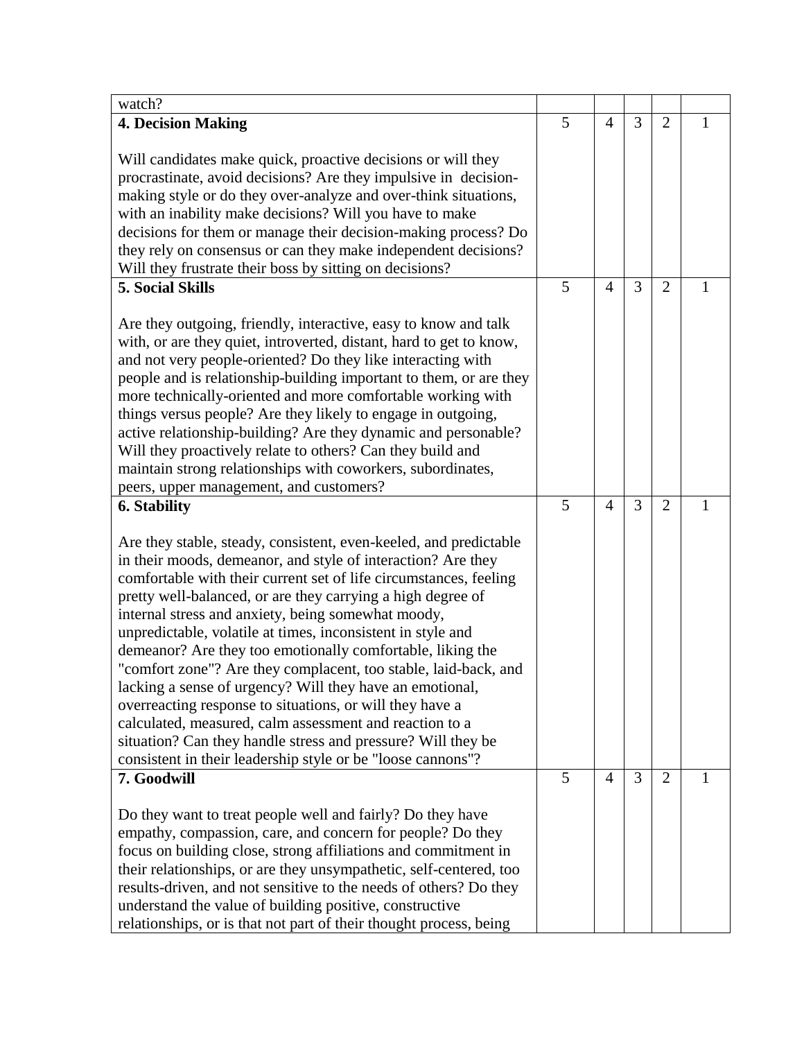| | | | | | |
|---|---|---|---|---|---|
| watch? | | | | | |
| **4. Decision Making**<br><br>Will candidates make quick, proactive decisions or will they procrastinate, avoid decisions? Are they impulsive in decision-making style or do they over-analyze and over-think situations, with an inability make decisions? Will you have to make decisions for them or manage their decision-making process? Do they rely on consensus or can they make independent decisions? Will they frustrate their boss by sitting on decisions? | 5 | 4 | 3 | 2 | 1 |
| **5. Social Skills**<br><br>Are they outgoing, friendly, interactive, easy to know and talk with, or are they quiet, introverted, distant, hard to get to know, and not very people-oriented? Do they like interacting with people and is relationship-building important to them, or are they more technically-oriented and more comfortable working with things versus people? Are they likely to engage in outgoing, active relationship-building? Are they dynamic and personable? Will they proactively relate to others? Can they build and maintain strong relationships with coworkers, subordinates, peers, upper management, and customers? | 5 | 4 | 3 | 2 | 1 |
| **6. Stability**<br><br>Are they stable, steady, consistent, even-keeled, and predictable in their moods, demeanor, and style of interaction? Are they comfortable with their current set of life circumstances, feeling pretty well-balanced, or are they carrying a high degree of internal stress and anxiety, being somewhat moody, unpredictable, volatile at times, inconsistent in style and demeanor? Are they too emotionally comfortable, liking the "comfort zone"? Are they complacent, too stable, laid-back, and lacking a sense of urgency? Will they have an emotional, overreacting response to situations, or will they have a calculated, measured, calm assessment and reaction to a situation? Can they handle stress and pressure? Will they be consistent in their leadership style or be "loose cannons"? | 5 | 4 | 3 | 2 | 1 |
| **7. Goodwill**<br><br>Do they want to treat people well and fairly? Do they have empathy, compassion, care, and concern for people? Do they focus on building close, strong affiliations and commitment in their relationships, or are they unsympathetic, self-centered, too results-driven, and not sensitive to the needs of others? Do they understand the value of building positive, constructive relationships, or is that not part of their thought process, being | 5 | 4 | 3 | 2 | 1 |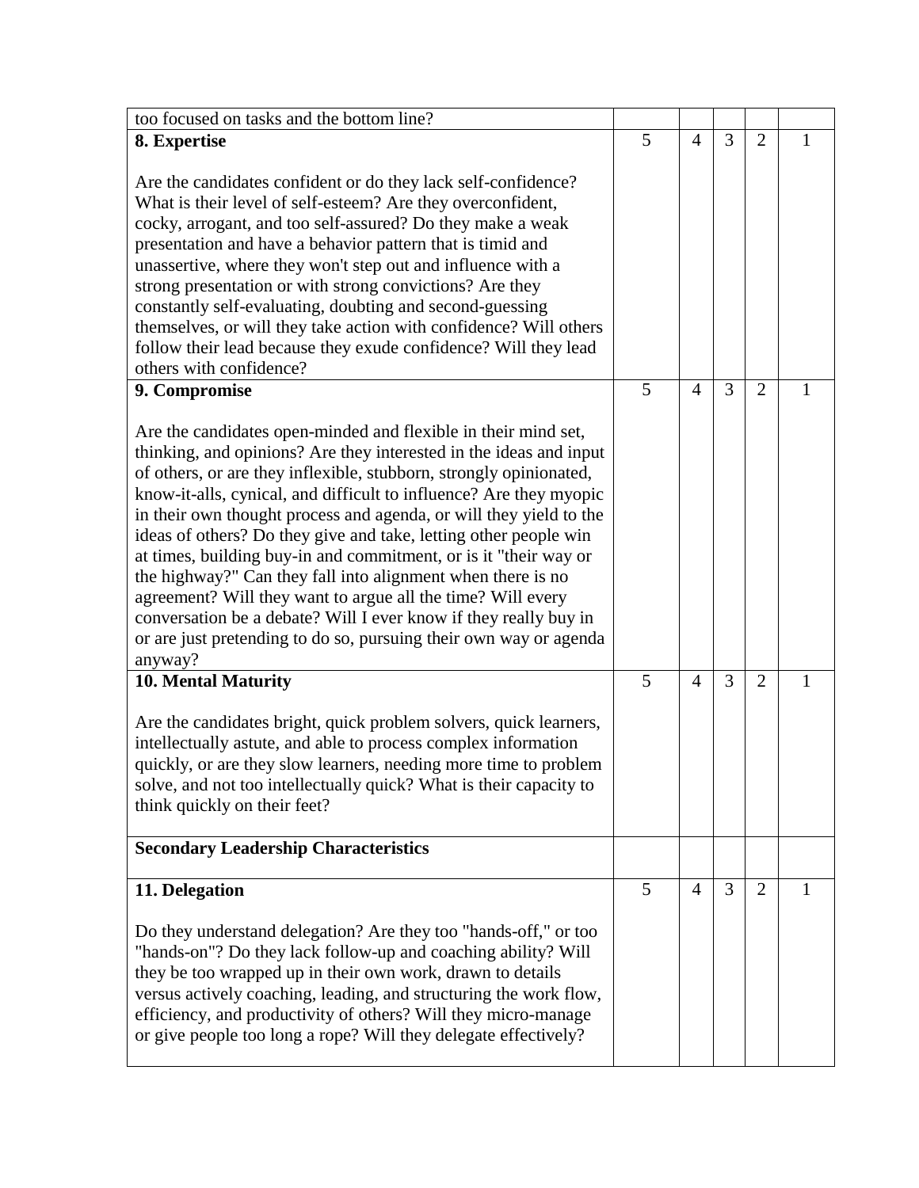| | | | | | |
|---|---|---|---|---|---|
| too focused on tasks and the bottom line? | | | | | |
| **8. Expertise**<br><br>Are the candidates confident or do they lack self-confidence? What is their level of self-esteem? Are they overconfident, cocky, arrogant, and too self-assured? Do they make a weak presentation and have a behavior pattern that is timid and unassertive, where they won't step out and influence with a strong presentation or with strong convictions? Are they constantly self-evaluating, doubting and second-guessing themselves, or will they take action with confidence? Will others follow their lead because they exude confidence? Will they lead others with confidence? | 5 | 4 | 3 | 2 | 1 |
| **9. Compromise**<br><br>Are the candidates open-minded and flexible in their mind set, thinking, and opinions? Are they interested in the ideas and input of others, or are they inflexible, stubborn, strongly opinionated, know-it-alls, cynical, and difficult to influence? Are they myopic in their own thought process and agenda, or will they yield to the ideas of others? Do they give and take, letting other people win at times, building buy-in and commitment, or is it "their way or the highway?" Can they fall into alignment when there is no agreement? Will they want to argue all the time? Will every conversation be a debate? Will I ever know if they really buy in or are just pretending to do so, pursuing their own way or agenda anyway? | 5 | 4 | 3 | 2 | 1 |
| **10. Mental Maturity**<br><br>Are the candidates bright, quick problem solvers, quick learners, intellectually astute, and able to process complex information quickly, or are they slow learners, needing more time to problem solve, and not too intellectually quick? What is their capacity to think quickly on their feet? | 5 | 4 | 3 | 2 | 1 |
| **Secondary Leadership Characteristics** | | | | | |
| **11. Delegation**<br><br>Do they understand delegation? Are they too "hands-off," or too "hands-on"? Do they lack follow-up and coaching ability? Will they be too wrapped up in their own work, drawn to details versus actively coaching, leading, and structuring the work flow, efficiency, and productivity of others? Will they micro-manage or give people too long a rope? Will they delegate effectively? | 5 | 4 | 3 | 2 | 1 |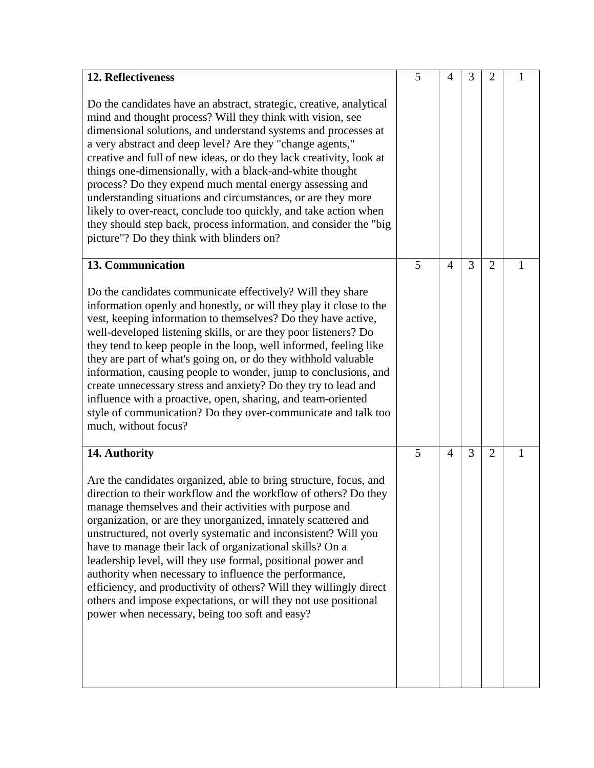| | | | | | |
|---|---|---|---|---|---|
| **12. Reflectiveness**<br><br>Do the candidates have an abstract, strategic, creative, analytical mind and thought process? Will they think with vision, see dimensional solutions, and understand systems and processes at a very abstract and deep level? Are they "change agents," creative and full of new ideas, or do they lack creativity, look at things one-dimensionally, with a black-and-white thought process? Do they expend much mental energy assessing and understanding situations and circumstances, or are they more likely to over-react, conclude too quickly, and take action when they should step back, process information, and consider the "big picture"? Do they think with blinders on? | 5 | 4 | 3 | 2 | 1 |
| **13. Communication**<br><br>Do the candidates communicate effectively? Will they share information openly and honestly, or will they play it close to the vest, keeping information to themselves? Do they have active, well-developed listening skills, or are they poor listeners? Do they tend to keep people in the loop, well informed, feeling like they are part of what's going on, or do they withhold valuable information, causing people to wonder, jump to conclusions, and create unnecessary stress and anxiety? Do they try to lead and influence with a proactive, open, sharing, and team-oriented style of communication? Do they over-communicate and talk too much, without focus? | 5 | 4 | 3 | 2 | 1 |
| **14. Authority**<br><br>Are the candidates organized, able to bring structure, focus, and direction to their workflow and the workflow of others? Do they manage themselves and their activities with purpose and organization, or are they unorganized, innately scattered and unstructured, not overly systematic and inconsistent? Will you have to manage their lack of organizational skills? On a leadership level, will they use formal, positional power and authority when necessary to influence the performance, efficiency, and productivity of others? Will they willingly direct others and impose expectations, or will they not use positional power when necessary, being too soft and easy? | 5 | 4 | 3 | 2 | 1 |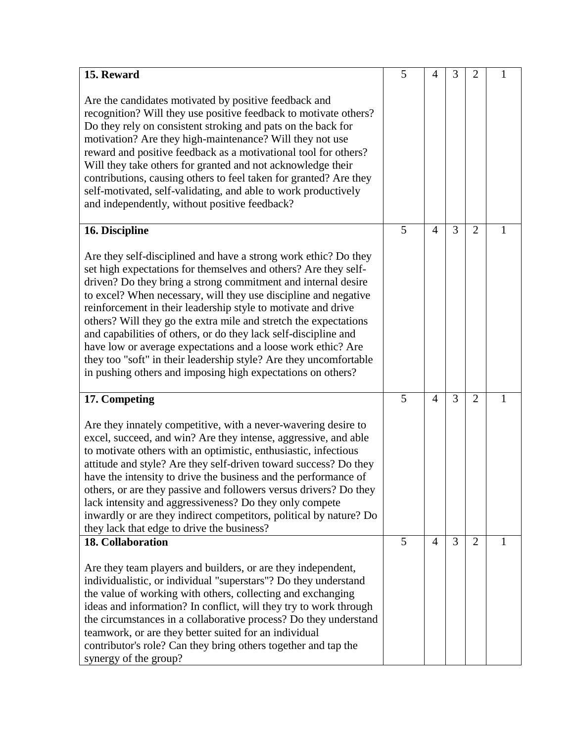| | | | | | |
|---|---|---|---|---|---|
| **15. Reward**<br><br>Are the candidates motivated by positive feedback and recognition? Will they use positive feedback to motivate others? Do they rely on consistent stroking and pats on the back for motivation? Are they high-maintenance? Will they not use reward and positive feedback as a motivational tool for others? Will they take others for granted and not acknowledge their contributions, causing others to feel taken for granted? Are they self-motivated, self-validating, and able to work productively and independently, without positive feedback? | 5 | 4 | 3 | 2 | 1 |
| **16. Discipline**<br><br>Are they self-disciplined and have a strong work ethic? Do they set high expectations for themselves and others? Are they self-driven? Do they bring a strong commitment and internal desire to excel? When necessary, will they use discipline and negative reinforcement in their leadership style to motivate and drive others? Will they go the extra mile and stretch the expectations and capabilities of others, or do they lack self-discipline and have low or average expectations and a loose work ethic? Are they too "soft" in their leadership style? Are they uncomfortable in pushing others and imposing high expectations on others? | 5 | 4 | 3 | 2 | 1 |
| **17. Competing**<br><br>Are they innately competitive, with a never-wavering desire to excel, succeed, and win? Are they intense, aggressive, and able to motivate others with an optimistic, enthusiastic, infectious attitude and style? Are they self-driven toward success? Do they have the intensity to drive the business and the performance of others, or are they passive and followers versus drivers? Do they lack intensity and aggressiveness? Do they only compete inwardly or are they indirect competitors, political by nature? Do they lack that edge to drive the business? | 5 | 4 | 3 | 2 | 1 |
| **18. Collaboration**<br><br>Are they team players and builders, or are they independent, individualistic, or individual "superstars"? Do they understand the value of working with others, collecting and exchanging ideas and information? In conflict, will they try to work through the circumstances in a collaborative process? Do they understand teamwork, or are they better suited for an individual contributor's role? Can they bring others together and tap the synergy of the group? | 5 | 4 | 3 | 2 | 1 |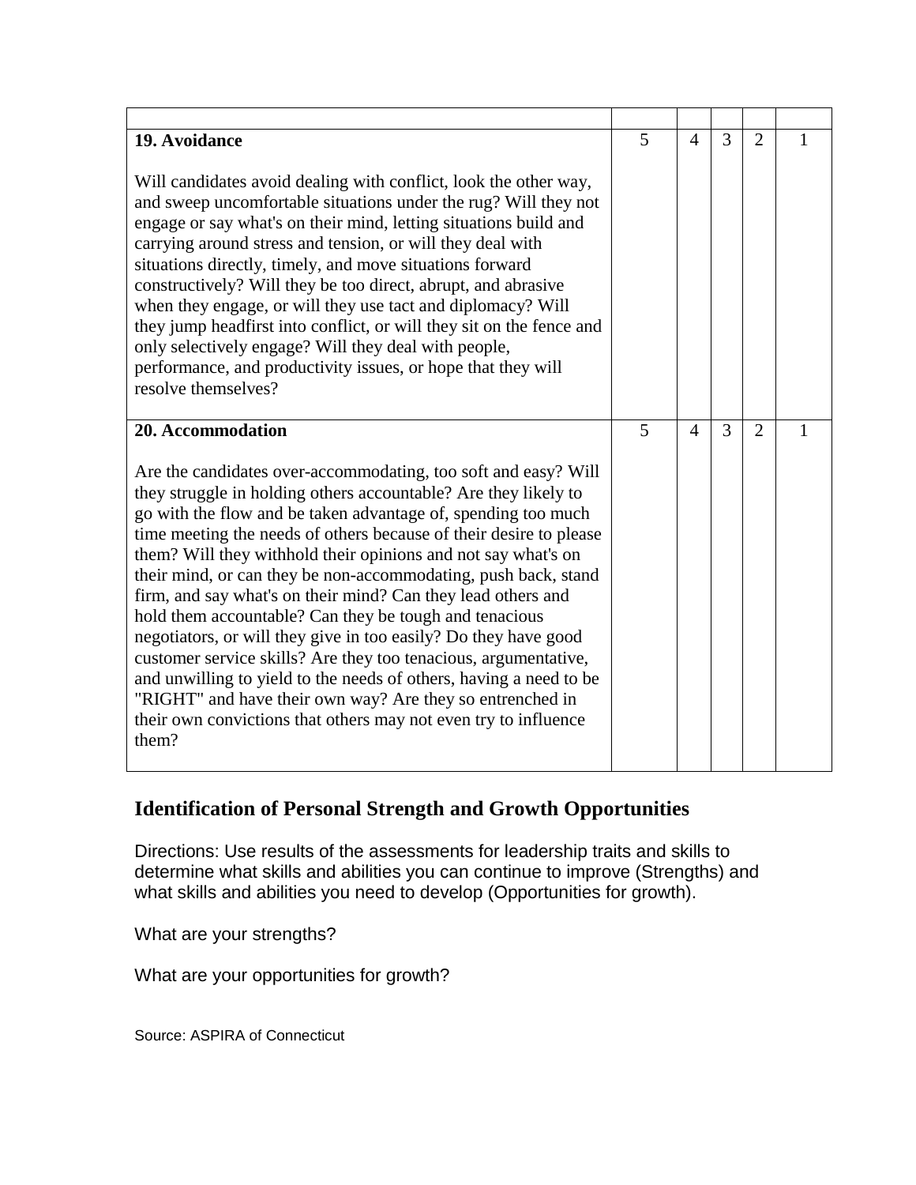| | | | | | |
|---|---|---|---|---|---|
| **19. Avoidance**<br><br>Will candidates avoid dealing with conflict, look the other way, and sweep uncomfortable situations under the rug? Will they not engage or say what's on their mind, letting situations build and carrying around stress and tension, or will they deal with situations directly, timely, and move situations forward constructively? Will they be too direct, abrupt, and abrasive when they engage, or will they use tact and diplomacy? Will they jump headfirst into conflict, or will they sit on the fence and only selectively engage? Will they deal with people, performance, and productivity issues, or hope that they will resolve themselves? | 5 | 4 | 3 | 2 | 1 |
| **20. Accommodation**<br><br>Are the candidates over-accommodating, too soft and easy? Will they struggle in holding others accountable? Are they likely to go with the flow and be taken advantage of, spending too much time meeting the needs of others because of their desire to please them? Will they withhold their opinions and not say what's on their mind, or can they be non-accommodating, push back, stand firm, and say what's on their mind? Can they lead others and hold them accountable? Can they be tough and tenacious negotiators, or will they give in too easily? Do they have good customer service skills? Are they too tenacious, argumentative, and unwilling to yield to the needs of others, having a need to be "RIGHT" and have their own way? Are they so entrenched in their own convictions that others may not even try to influence them? | 5 | 4 | 3 | 2 | 1 |

## Identification of Personal Strength and Growth Opportunities

Directions: Use results of the assessments for leadership traits and skills to determine what skills and abilities you can continue to improve (Strengths) and what skills and abilities you need to develop (Opportunities for growth).

What are your strengths?

What are your opportunities for growth?

Source: ASPIRA of Connecticut